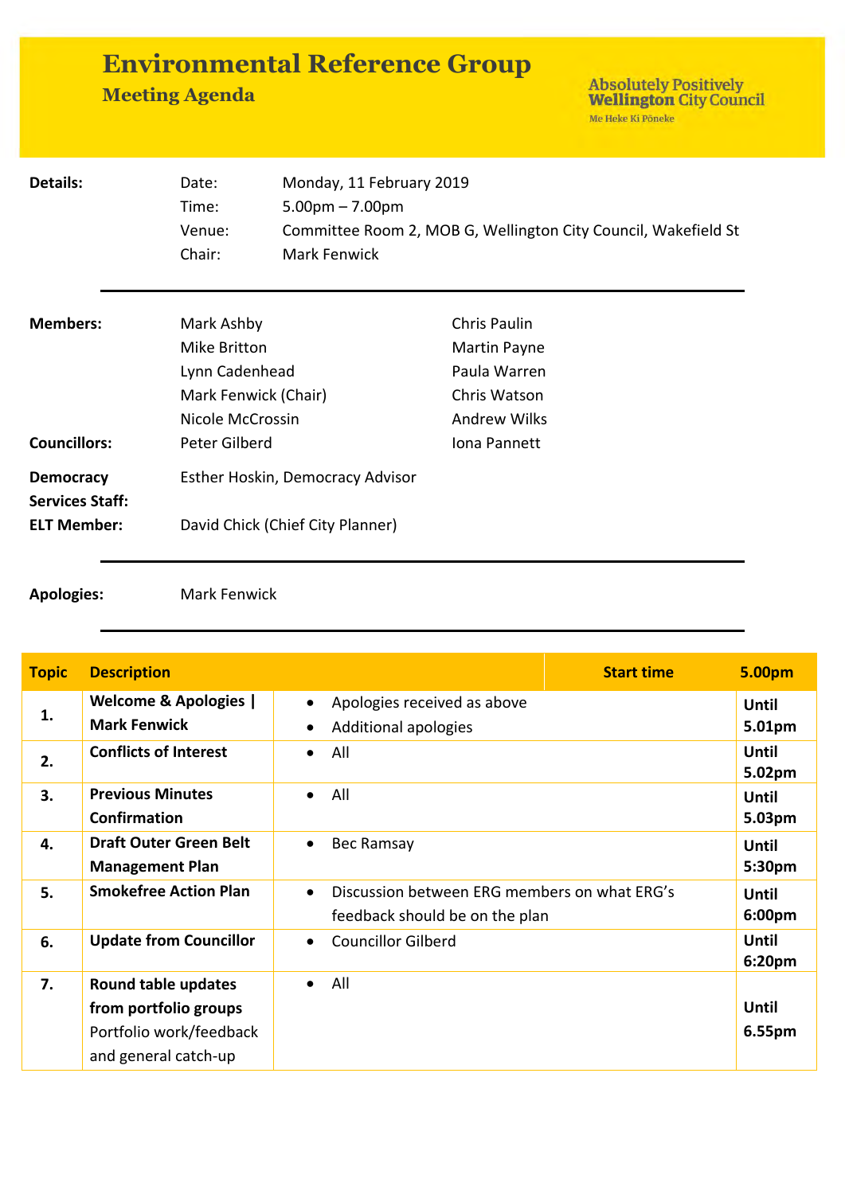# Environmental Reference Group

## Meeting Agenda

Absolutely Positively **Wellington** City Council
Me Heke Ki Pōneke

| | | |
|---|---|---|
| **Details:** | Date: | Monday, 11 February 2019 |
| | Time: | 5.00pm – 7.00pm |
| | Venue: | Committee Room 2, MOB G, Wellington City Council, Wakefield St |
| | Chair: | Mark Fenwick |

---

| | | |
|---|---|---|
| **Members:** | Mark Ashby | Chris Paulin |
| | Mike Britton | Martin Payne |
| | Lynn Cadenhead | Paula Warren |
| | Mark Fenwick (Chair) | Chris Watson |
| | Nicole McCrossin | Andrew Wilks |
| **Councillors:** | Peter Gilberd | Iona Pannett |
| **Democracy Services Staff:** | Esther Hoskin, Democracy Advisor | |
| **ELT Member:** | David Chick (Chief City Planner) | |

---

**Apologies:** Mark Fenwick

---

| Topic | Description | | Start time 5.00pm |
|---|---|---|---|
| 1. | **Welcome & Apologies \| Mark Fenwick** | • Apologies received as above<br>• Additional apologies | Until 5.01pm |
| 2. | **Conflicts of Interest** | • All | Until 5.02pm |
| 3. | **Previous Minutes Confirmation** | • All | Until 5.03pm |
| 4. | **Draft Outer Green Belt Management Plan** | • Bec Ramsay | Until 5:30pm |
| 5. | **Smokefree Action Plan** | • Discussion between ERG members on what ERG's feedback should be on the plan | Until 6:00pm |
| 6. | **Update from Councillor** | • Councillor Gilberd | Until 6:20pm |
| 7. | **Round table updates from portfolio groups** Portfolio work/feedback and general catch-up | • All | Until 6.55pm |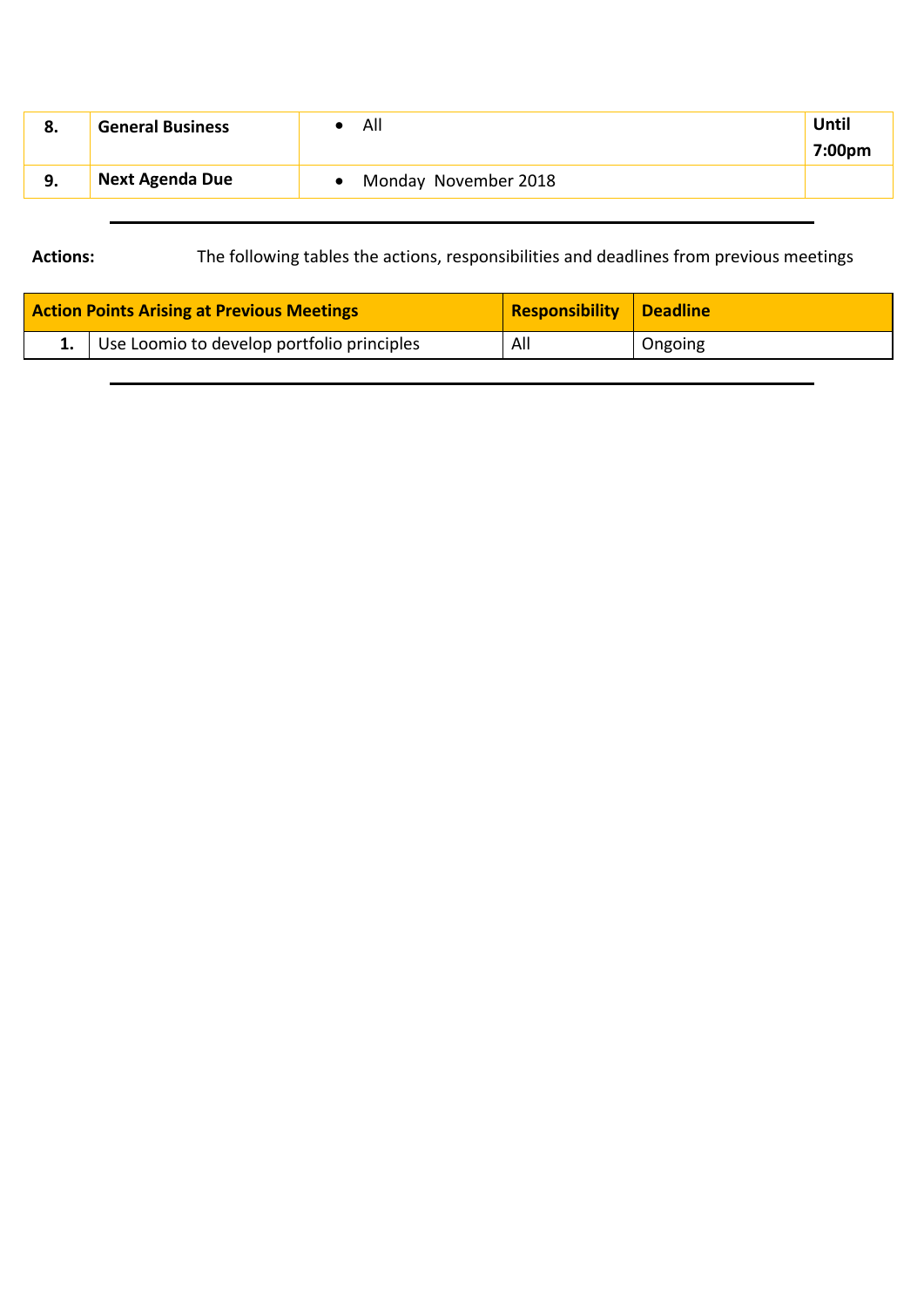| 8. | **General Business** | • All | **Until 7:00pm** |
|---|---|---|---|
| 9. | **Next Agenda Due** | • Monday  November 2018 | |

---

**Actions:** The following tables the actions, responsibilities and deadlines from previous meetings

| | Action Points Arising at Previous Meetings | Responsibility | Deadline |
|---|---|---|---|
| **1.** | Use Loomio to develop portfolio principles | All | Ongoing |

---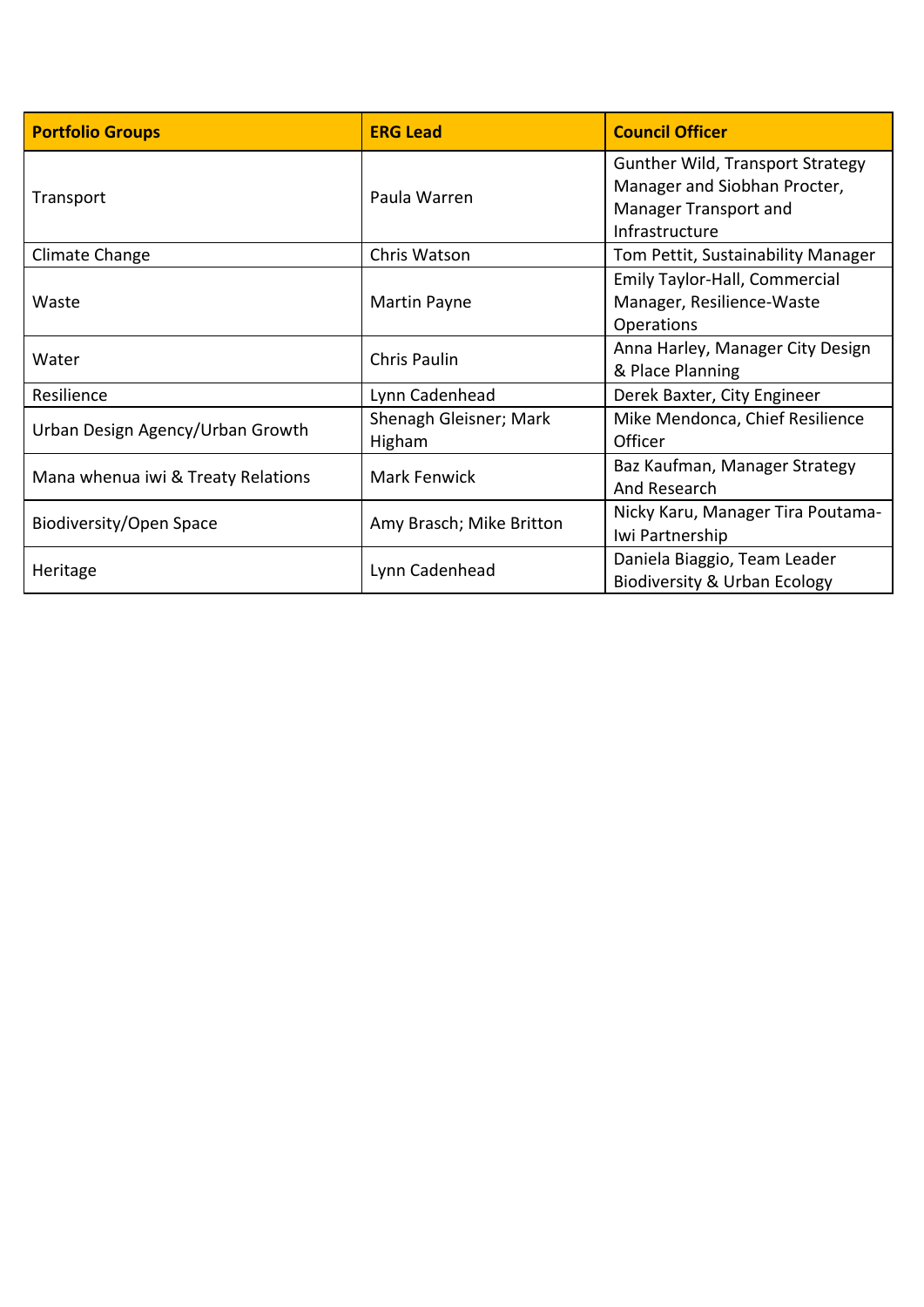| Portfolio Groups | ERG Lead | Council Officer |
| --- | --- | --- |
| Transport | Paula Warren | Gunther Wild, Transport Strategy Manager and Siobhan Procter, Manager Transport and Infrastructure |
| Climate Change | Chris Watson | Tom Pettit, Sustainability Manager |
| Waste | Martin Payne | Emily Taylor-Hall, Commercial Manager, Resilience-Waste Operations |
| Water | Chris Paulin | Anna Harley, Manager City Design & Place Planning |
| Resilience | Lynn Cadenhead | Derek Baxter, City Engineer |
| Urban Design Agency/Urban Growth | Shenagh Gleisner; Mark Higham | Mike Mendonca, Chief Resilience Officer |
| Mana whenua iwi & Treaty Relations | Mark Fenwick | Baz Kaufman, Manager Strategy And Research |
| Biodiversity/Open Space | Amy Brasch; Mike Britton | Nicky Karu, Manager Tira Poutama-Iwi Partnership |
| Heritage | Lynn Cadenhead | Daniela Biaggio, Team Leader Biodiversity & Urban Ecology |